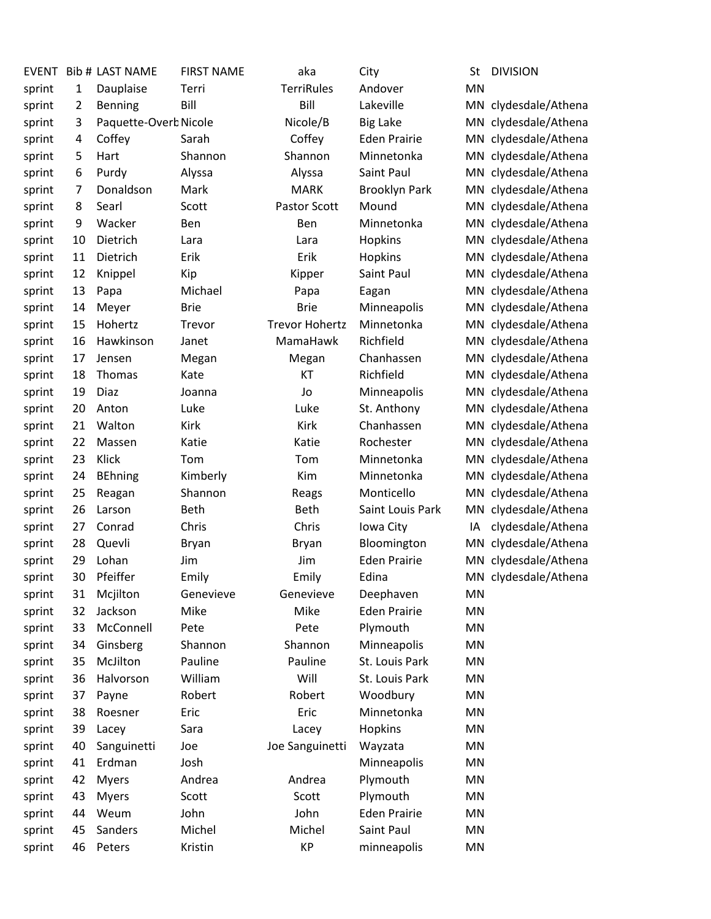| EVENT | Bib # | LAST NAME | FIRST NAME | aka | City | St | DIVISION |
|---|---|---|---|---|---|---|---|
| sprint | 1 | Dauplaise | Terri | TerriRules | Andover | MN | |
| sprint | 2 | Benning | Bill | Bill | Lakeville | MN | clydesdale/Athena |
| sprint | 3 | Paquette-Overb | Nicole | Nicole/B | Big Lake | MN | clydesdale/Athena |
| sprint | 4 | Coffey | Sarah | Coffey | Eden Prairie | MN | clydesdale/Athena |
| sprint | 5 | Hart | Shannon | Shannon | Minnetonka | MN | clydesdale/Athena |
| sprint | 6 | Purdy | Alyssa | Alyssa | Saint Paul | MN | clydesdale/Athena |
| sprint | 7 | Donaldson | Mark | MARK | Brooklyn Park | MN | clydesdale/Athena |
| sprint | 8 | Searl | Scott | Pastor Scott | Mound | MN | clydesdale/Athena |
| sprint | 9 | Wacker | Ben | Ben | Minnetonka | MN | clydesdale/Athena |
| sprint | 10 | Dietrich | Lara | Lara | Hopkins | MN | clydesdale/Athena |
| sprint | 11 | Dietrich | Erik | Erik | Hopkins | MN | clydesdale/Athena |
| sprint | 12 | Knippel | Kip | Kipper | Saint Paul | MN | clydesdale/Athena |
| sprint | 13 | Papa | Michael | Papa | Eagan | MN | clydesdale/Athena |
| sprint | 14 | Meyer | Brie | Brie | Minneapolis | MN | clydesdale/Athena |
| sprint | 15 | Hohertz | Trevor | Trevor Hohertz | Minnetonka | MN | clydesdale/Athena |
| sprint | 16 | Hawkinson | Janet | MamaHawk | Richfield | MN | clydesdale/Athena |
| sprint | 17 | Jensen | Megan | Megan | Chanhassen | MN | clydesdale/Athena |
| sprint | 18 | Thomas | Kate | KT | Richfield | MN | clydesdale/Athena |
| sprint | 19 | Diaz | Joanna | Jo | Minneapolis | MN | clydesdale/Athena |
| sprint | 20 | Anton | Luke | Luke | St. Anthony | MN | clydesdale/Athena |
| sprint | 21 | Walton | Kirk | Kirk | Chanhassen | MN | clydesdale/Athena |
| sprint | 22 | Massen | Katie | Katie | Rochester | MN | clydesdale/Athena |
| sprint | 23 | Klick | Tom | Tom | Minnetonka | MN | clydesdale/Athena |
| sprint | 24 | BEhning | Kimberly | Kim | Minnetonka | MN | clydesdale/Athena |
| sprint | 25 | Reagan | Shannon | Reags | Monticello | MN | clydesdale/Athena |
| sprint | 26 | Larson | Beth | Beth | Saint Louis Park | MN | clydesdale/Athena |
| sprint | 27 | Conrad | Chris | Chris | Iowa City | IA | clydesdale/Athena |
| sprint | 28 | Quevli | Bryan | Bryan | Bloomington | MN | clydesdale/Athena |
| sprint | 29 | Lohan | Jim | Jim | Eden Prairie | MN | clydesdale/Athena |
| sprint | 30 | Pfeiffer | Emily | Emily | Edina | MN | clydesdale/Athena |
| sprint | 31 | Mcjilton | Genevieve | Genevieve | Deephaven | MN | |
| sprint | 32 | Jackson | Mike | Mike | Eden Prairie | MN | |
| sprint | 33 | McConnell | Pete | Pete | Plymouth | MN | |
| sprint | 34 | Ginsberg | Shannon | Shannon | Minneapolis | MN | |
| sprint | 35 | McJilton | Pauline | Pauline | St. Louis Park | MN | |
| sprint | 36 | Halvorson | William | Will | St. Louis Park | MN | |
| sprint | 37 | Payne | Robert | Robert | Woodbury | MN | |
| sprint | 38 | Roesner | Eric | Eric | Minnetonka | MN | |
| sprint | 39 | Lacey | Sara | Lacey | Hopkins | MN | |
| sprint | 40 | Sanguinetti | Joe | Joe Sanguinetti | Wayzata | MN | |
| sprint | 41 | Erdman | Josh | | Minneapolis | MN | |
| sprint | 42 | Myers | Andrea | Andrea | Plymouth | MN | |
| sprint | 43 | Myers | Scott | Scott | Plymouth | MN | |
| sprint | 44 | Weum | John | John | Eden Prairie | MN | |
| sprint | 45 | Sanders | Michel | Michel | Saint Paul | MN | |
| sprint | 46 | Peters | Kristin | KP | minneapolis | MN | |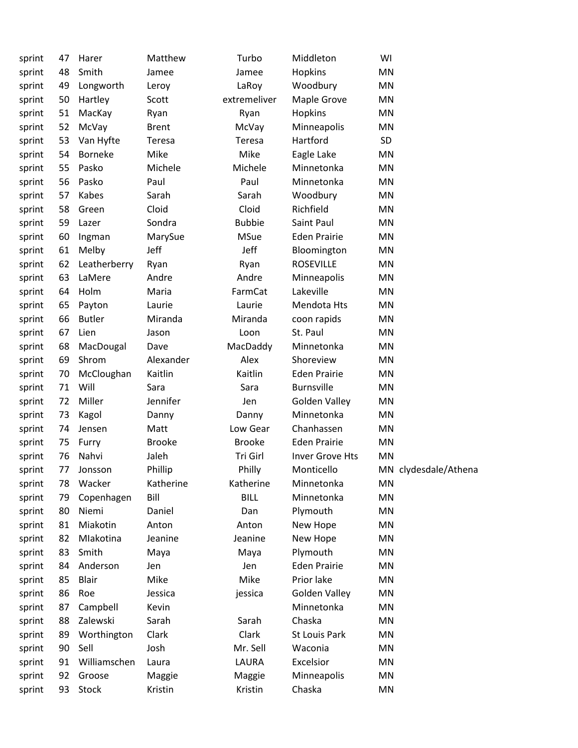| | | | | | | | |
|---|---|---|---|---|---|---|---|
| sprint | 47 | Harer | Matthew | Turbo | Middleton | WI | |
| sprint | 48 | Smith | Jamee | Jamee | Hopkins | MN | |
| sprint | 49 | Longworth | Leroy | LaRoy | Woodbury | MN | |
| sprint | 50 | Hartley | Scott | extremeliver | Maple Grove | MN | |
| sprint | 51 | MacKay | Ryan | Ryan | Hopkins | MN | |
| sprint | 52 | McVay | Brent | McVay | Minneapolis | MN | |
| sprint | 53 | Van Hyfte | Teresa | Teresa | Hartford | SD | |
| sprint | 54 | Borneke | Mike | Mike | Eagle Lake | MN | |
| sprint | 55 | Pasko | Michele | Michele | Minnetonka | MN | |
| sprint | 56 | Pasko | Paul | Paul | Minnetonka | MN | |
| sprint | 57 | Kabes | Sarah | Sarah | Woodbury | MN | |
| sprint | 58 | Green | Cloid | Cloid | Richfield | MN | |
| sprint | 59 | Lazer | Sondra | Bubbie | Saint Paul | MN | |
| sprint | 60 | Ingman | MarySue | MSue | Eden Prairie | MN | |
| sprint | 61 | Melby | Jeff | Jeff | Bloomington | MN | |
| sprint | 62 | Leatherberry | Ryan | Ryan | ROSEVILLE | MN | |
| sprint | 63 | LaMere | Andre | Andre | Minneapolis | MN | |
| sprint | 64 | Holm | Maria | FarmCat | Lakeville | MN | |
| sprint | 65 | Payton | Laurie | Laurie | Mendota Hts | MN | |
| sprint | 66 | Butler | Miranda | Miranda | coon rapids | MN | |
| sprint | 67 | Lien | Jason | Loon | St. Paul | MN | |
| sprint | 68 | MacDougal | Dave | MacDaddy | Minnetonka | MN | |
| sprint | 69 | Shrom | Alexander | Alex | Shoreview | MN | |
| sprint | 70 | McCloughan | Kaitlin | Kaitlin | Eden Prairie | MN | |
| sprint | 71 | Will | Sara | Sara | Burnsville | MN | |
| sprint | 72 | Miller | Jennifer | Jen | Golden Valley | MN | |
| sprint | 73 | Kagol | Danny | Danny | Minnetonka | MN | |
| sprint | 74 | Jensen | Matt | Low Gear | Chanhassen | MN | |
| sprint | 75 | Furry | Brooke | Brooke | Eden Prairie | MN | |
| sprint | 76 | Nahvi | Jaleh | Tri Girl | Inver Grove Hts | MN | |
| sprint | 77 | Jonsson | Phillip | Philly | Monticello | MN | clydesdale/Athena |
| sprint | 78 | Wacker | Katherine | Katherine | Minnetonka | MN | |
| sprint | 79 | Copenhagen | Bill | BILL | Minnetonka | MN | |
| sprint | 80 | Niemi | Daniel | Dan | Plymouth | MN | |
| sprint | 81 | Miakotin | Anton | Anton | New Hope | MN | |
| sprint | 82 | MIakotina | Jeanine | Jeanine | New Hope | MN | |
| sprint | 83 | Smith | Maya | Maya | Plymouth | MN | |
| sprint | 84 | Anderson | Jen | Jen | Eden Prairie | MN | |
| sprint | 85 | Blair | Mike | Mike | Prior lake | MN | |
| sprint | 86 | Roe | Jessica | jessica | Golden Valley | MN | |
| sprint | 87 | Campbell | Kevin | | Minnetonka | MN | |
| sprint | 88 | Zalewski | Sarah | Sarah | Chaska | MN | |
| sprint | 89 | Worthington | Clark | Clark | St Louis Park | MN | |
| sprint | 90 | Sell | Josh | Mr. Sell | Waconia | MN | |
| sprint | 91 | Williamschen | Laura | LAURA | Excelsior | MN | |
| sprint | 92 | Groose | Maggie | Maggie | Minneapolis | MN | |
| sprint | 93 | Stock | Kristin | Kristin | Chaska | MN | |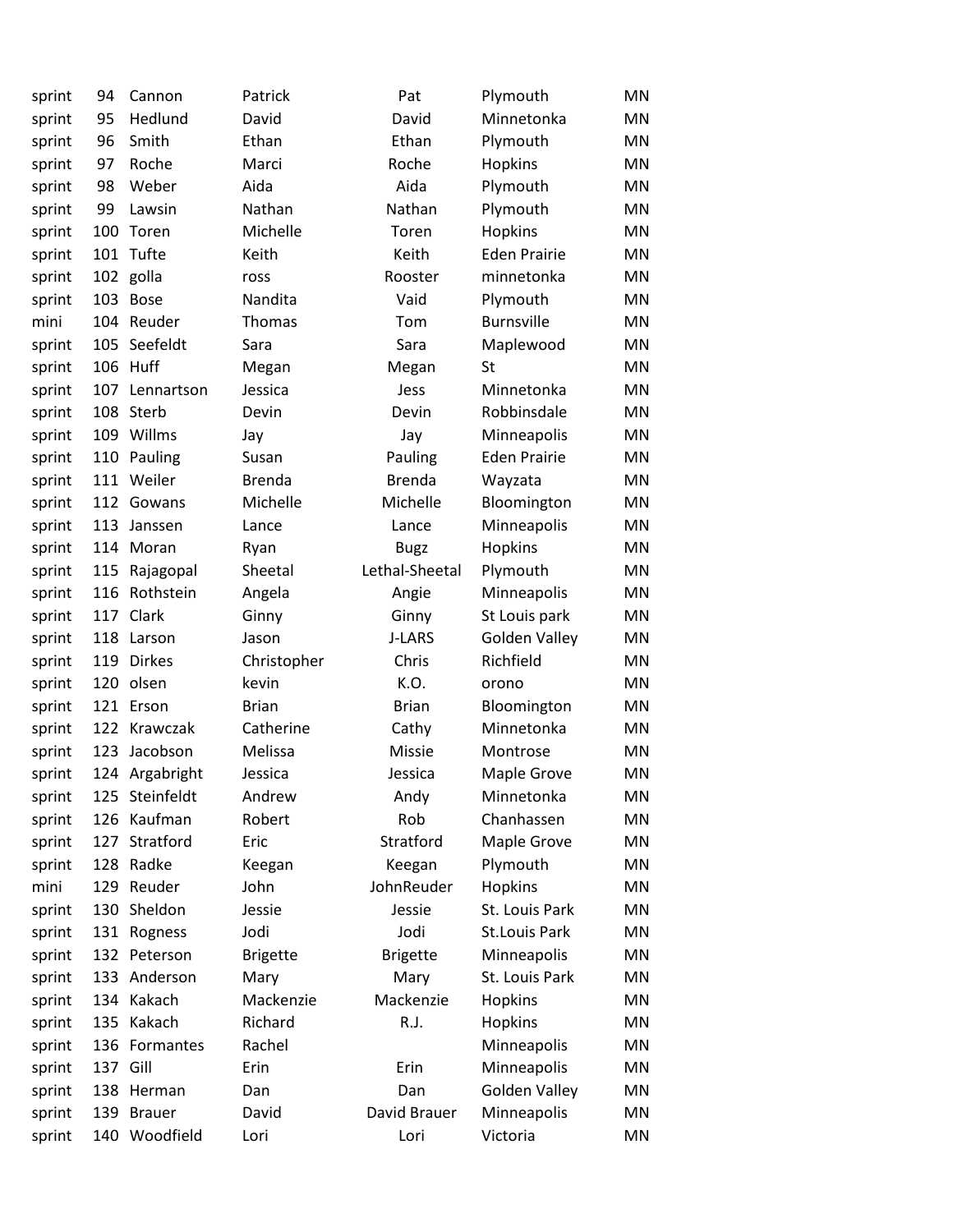| sprint | 94 | Cannon | Patrick | Pat | Plymouth | MN |
|---|---|---|---|---|---|---|
| sprint | 95 | Hedlund | David | David | Minnetonka | MN |
| sprint | 96 | Smith | Ethan | Ethan | Plymouth | MN |
| sprint | 97 | Roche | Marci | Roche | Hopkins | MN |
| sprint | 98 | Weber | Aida | Aida | Plymouth | MN |
| sprint | 99 | Lawsin | Nathan | Nathan | Plymouth | MN |
| sprint | 100 | Toren | Michelle | Toren | Hopkins | MN |
| sprint | 101 | Tufte | Keith | Keith | Eden Prairie | MN |
| sprint | 102 | golla | ross | Rooster | minnetonka | MN |
| sprint | 103 | Bose | Nandita | Vaid | Plymouth | MN |
| mini | 104 | Reuder | Thomas | Tom | Burnsville | MN |
| sprint | 105 | Seefeldt | Sara | Sara | Maplewood | MN |
| sprint | 106 | Huff | Megan | Megan | St | MN |
| sprint | 107 | Lennartson | Jessica | Jess | Minnetonka | MN |
| sprint | 108 | Sterb | Devin | Devin | Robbinsdale | MN |
| sprint | 109 | Willms | Jay | Jay | Minneapolis | MN |
| sprint | 110 | Pauling | Susan | Pauling | Eden Prairie | MN |
| sprint | 111 | Weiler | Brenda | Brenda | Wayzata | MN |
| sprint | 112 | Gowans | Michelle | Michelle | Bloomington | MN |
| sprint | 113 | Janssen | Lance | Lance | Minneapolis | MN |
| sprint | 114 | Moran | Ryan | Bugz | Hopkins | MN |
| sprint | 115 | Rajagopal | Sheetal | Lethal-Sheetal | Plymouth | MN |
| sprint | 116 | Rothstein | Angela | Angie | Minneapolis | MN |
| sprint | 117 | Clark | Ginny | Ginny | St Louis park | MN |
| sprint | 118 | Larson | Jason | J-LARS | Golden Valley | MN |
| sprint | 119 | Dirkes | Christopher | Chris | Richfield | MN |
| sprint | 120 | olsen | kevin | K.O. | orono | MN |
| sprint | 121 | Erson | Brian | Brian | Bloomington | MN |
| sprint | 122 | Krawczak | Catherine | Cathy | Minnetonka | MN |
| sprint | 123 | Jacobson | Melissa | Missie | Montrose | MN |
| sprint | 124 | Argabright | Jessica | Jessica | Maple Grove | MN |
| sprint | 125 | Steinfeldt | Andrew | Andy | Minnetonka | MN |
| sprint | 126 | Kaufman | Robert | Rob | Chanhassen | MN |
| sprint | 127 | Stratford | Eric | Stratford | Maple Grove | MN |
| sprint | 128 | Radke | Keegan | Keegan | Plymouth | MN |
| mini | 129 | Reuder | John | JohnReuder | Hopkins | MN |
| sprint | 130 | Sheldon | Jessie | Jessie | St. Louis Park | MN |
| sprint | 131 | Rogness | Jodi | Jodi | St.Louis Park | MN |
| sprint | 132 | Peterson | Brigette | Brigette | Minneapolis | MN |
| sprint | 133 | Anderson | Mary | Mary | St. Louis Park | MN |
| sprint | 134 | Kakach | Mackenzie | Mackenzie | Hopkins | MN |
| sprint | 135 | Kakach | Richard | R.J. | Hopkins | MN |
| sprint | 136 | Formantes | Rachel | | Minneapolis | MN |
| sprint | 137 | Gill | Erin | Erin | Minneapolis | MN |
| sprint | 138 | Herman | Dan | Dan | Golden Valley | MN |
| sprint | 139 | Brauer | David | David Brauer | Minneapolis | MN |
| sprint | 140 | Woodfield | Lori | Lori | Victoria | MN |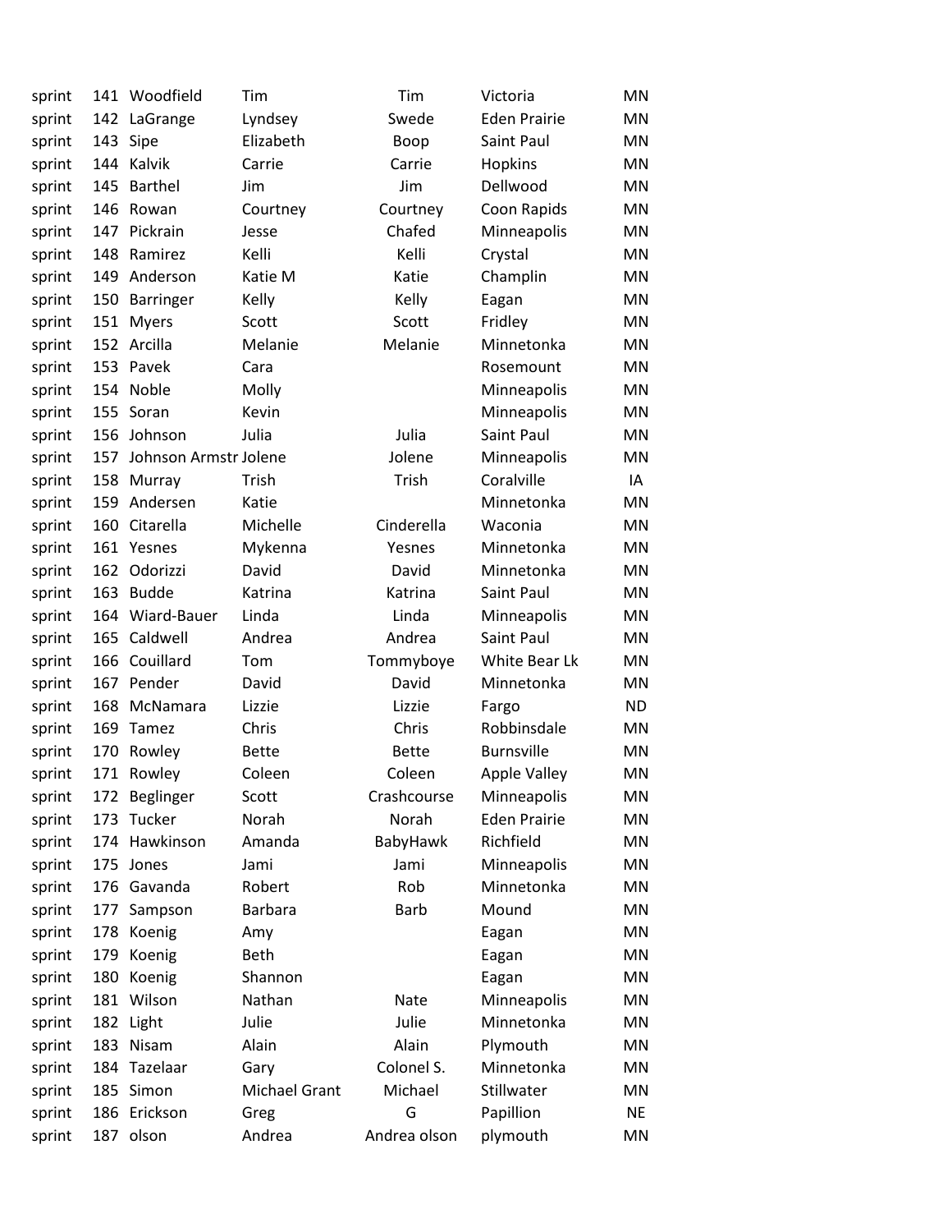| | | | | | | |
|---|---|---|---|---|---|---|
| sprint | 141 | Woodfield | Tim | Tim | Victoria | MN |
| sprint | 142 | LaGrange | Lyndsey | Swede | Eden Prairie | MN |
| sprint | 143 | Sipe | Elizabeth | Boop | Saint Paul | MN |
| sprint | 144 | Kalvik | Carrie | Carrie | Hopkins | MN |
| sprint | 145 | Barthel | Jim | Jim | Dellwood | MN |
| sprint | 146 | Rowan | Courtney | Courtney | Coon Rapids | MN |
| sprint | 147 | Pickrain | Jesse | Chafed | Minneapolis | MN |
| sprint | 148 | Ramirez | Kelli | Kelli | Crystal | MN |
| sprint | 149 | Anderson | Katie M | Katie | Champlin | MN |
| sprint | 150 | Barringer | Kelly | Kelly | Eagan | MN |
| sprint | 151 | Myers | Scott | Scott | Fridley | MN |
| sprint | 152 | Arcilla | Melanie | Melanie | Minnetonka | MN |
| sprint | 153 | Pavek | Cara | | Rosemount | MN |
| sprint | 154 | Noble | Molly | | Minneapolis | MN |
| sprint | 155 | Soran | Kevin | | Minneapolis | MN |
| sprint | 156 | Johnson | Julia | Julia | Saint Paul | MN |
| sprint | 157 | Johnson Armstr | Jolene | Jolene | Minneapolis | MN |
| sprint | 158 | Murray | Trish | Trish | Coralville | IA |
| sprint | 159 | Andersen | Katie | | Minnetonka | MN |
| sprint | 160 | Citarella | Michelle | Cinderella | Waconia | MN |
| sprint | 161 | Yesnes | Mykenna | Yesnes | Minnetonka | MN |
| sprint | 162 | Odorizzi | David | David | Minnetonka | MN |
| sprint | 163 | Budde | Katrina | Katrina | Saint Paul | MN |
| sprint | 164 | Wiard-Bauer | Linda | Linda | Minneapolis | MN |
| sprint | 165 | Caldwell | Andrea | Andrea | Saint Paul | MN |
| sprint | 166 | Couillard | Tom | Tommyboye | White Bear Lk | MN |
| sprint | 167 | Pender | David | David | Minnetonka | MN |
| sprint | 168 | McNamara | Lizzie | Lizzie | Fargo | ND |
| sprint | 169 | Tamez | Chris | Chris | Robbinsdale | MN |
| sprint | 170 | Rowley | Bette | Bette | Burnsville | MN |
| sprint | 171 | Rowley | Coleen | Coleen | Apple Valley | MN |
| sprint | 172 | Beglinger | Scott | Crashcourse | Minneapolis | MN |
| sprint | 173 | Tucker | Norah | Norah | Eden Prairie | MN |
| sprint | 174 | Hawkinson | Amanda | BabyHawk | Richfield | MN |
| sprint | 175 | Jones | Jami | Jami | Minneapolis | MN |
| sprint | 176 | Gavanda | Robert | Rob | Minnetonka | MN |
| sprint | 177 | Sampson | Barbara | Barb | Mound | MN |
| sprint | 178 | Koenig | Amy | | Eagan | MN |
| sprint | 179 | Koenig | Beth | | Eagan | MN |
| sprint | 180 | Koenig | Shannon | | Eagan | MN |
| sprint | 181 | Wilson | Nathan | Nate | Minneapolis | MN |
| sprint | 182 | Light | Julie | Julie | Minnetonka | MN |
| sprint | 183 | Nisam | Alain | Alain | Plymouth | MN |
| sprint | 184 | Tazelaar | Gary | Colonel S. | Minnetonka | MN |
| sprint | 185 | Simon | Michael Grant | Michael | Stillwater | MN |
| sprint | 186 | Erickson | Greg | G | Papillion | NE |
| sprint | 187 | olson | Andrea | Andrea olson | plymouth | MN |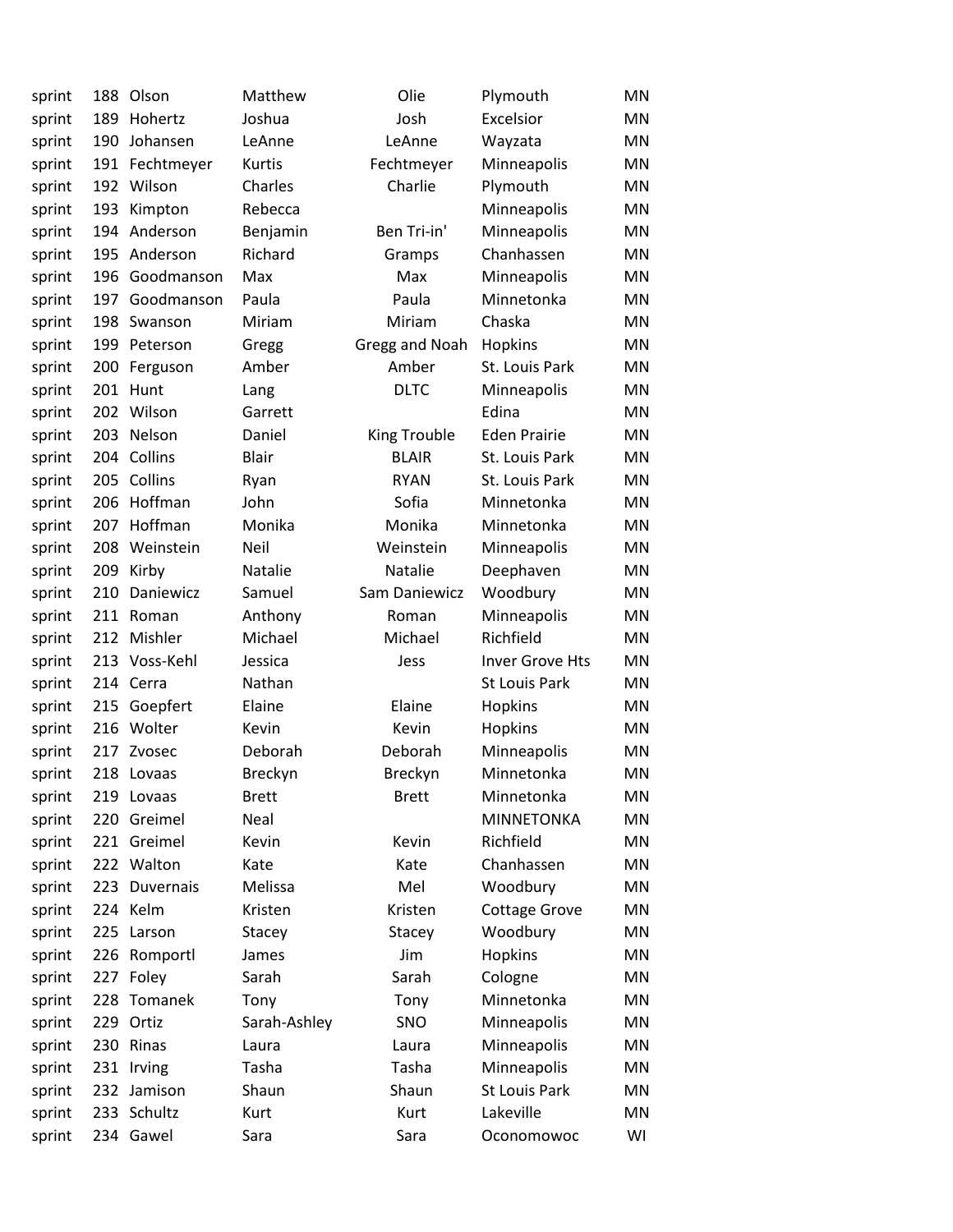| | | | | | | |
|---|---|---|---|---|---|---|
| sprint | 188 | Olson | Matthew | Olie | Plymouth | MN |
| sprint | 189 | Hohertz | Joshua | Josh | Excelsior | MN |
| sprint | 190 | Johansen | LeAnne | LeAnne | Wayzata | MN |
| sprint | 191 | Fechtmeyer | Kurtis | Fechtmeyer | Minneapolis | MN |
| sprint | 192 | Wilson | Charles | Charlie | Plymouth | MN |
| sprint | 193 | Kimpton | Rebecca | | Minneapolis | MN |
| sprint | 194 | Anderson | Benjamin | Ben Tri-in' | Minneapolis | MN |
| sprint | 195 | Anderson | Richard | Gramps | Chanhassen | MN |
| sprint | 196 | Goodmanson | Max | Max | Minneapolis | MN |
| sprint | 197 | Goodmanson | Paula | Paula | Minnetonka | MN |
| sprint | 198 | Swanson | Miriam | Miriam | Chaska | MN |
| sprint | 199 | Peterson | Gregg | Gregg and Noah | Hopkins | MN |
| sprint | 200 | Ferguson | Amber | Amber | St. Louis Park | MN |
| sprint | 201 | Hunt | Lang | DLTC | Minneapolis | MN |
| sprint | 202 | Wilson | Garrett | | Edina | MN |
| sprint | 203 | Nelson | Daniel | King Trouble | Eden Prairie | MN |
| sprint | 204 | Collins | Blair | BLAIR | St. Louis Park | MN |
| sprint | 205 | Collins | Ryan | RYAN | St. Louis Park | MN |
| sprint | 206 | Hoffman | John | Sofia | Minnetonka | MN |
| sprint | 207 | Hoffman | Monika | Monika | Minnetonka | MN |
| sprint | 208 | Weinstein | Neil | Weinstein | Minneapolis | MN |
| sprint | 209 | Kirby | Natalie | Natalie | Deephaven | MN |
| sprint | 210 | Daniewicz | Samuel | Sam Daniewicz | Woodbury | MN |
| sprint | 211 | Roman | Anthony | Roman | Minneapolis | MN |
| sprint | 212 | Mishler | Michael | Michael | Richfield | MN |
| sprint | 213 | Voss-Kehl | Jessica | Jess | Inver Grove Hts | MN |
| sprint | 214 | Cerra | Nathan | | St Louis Park | MN |
| sprint | 215 | Goepfert | Elaine | Elaine | Hopkins | MN |
| sprint | 216 | Wolter | Kevin | Kevin | Hopkins | MN |
| sprint | 217 | Zvosec | Deborah | Deborah | Minneapolis | MN |
| sprint | 218 | Lovaas | Breckyn | Breckyn | Minnetonka | MN |
| sprint | 219 | Lovaas | Brett | Brett | Minnetonka | MN |
| sprint | 220 | Greimel | Neal | | MINNETONKA | MN |
| sprint | 221 | Greimel | Kevin | Kevin | Richfield | MN |
| sprint | 222 | Walton | Kate | Kate | Chanhassen | MN |
| sprint | 223 | Duvernais | Melissa | Mel | Woodbury | MN |
| sprint | 224 | Kelm | Kristen | Kristen | Cottage Grove | MN |
| sprint | 225 | Larson | Stacey | Stacey | Woodbury | MN |
| sprint | 226 | Romportl | James | Jim | Hopkins | MN |
| sprint | 227 | Foley | Sarah | Sarah | Cologne | MN |
| sprint | 228 | Tomanek | Tony | Tony | Minnetonka | MN |
| sprint | 229 | Ortiz | Sarah-Ashley | SNO | Minneapolis | MN |
| sprint | 230 | Rinas | Laura | Laura | Minneapolis | MN |
| sprint | 231 | Irving | Tasha | Tasha | Minneapolis | MN |
| sprint | 232 | Jamison | Shaun | Shaun | St Louis Park | MN |
| sprint | 233 | Schultz | Kurt | Kurt | Lakeville | MN |
| sprint | 234 | Gawel | Sara | Sara | Oconomowoc | WI |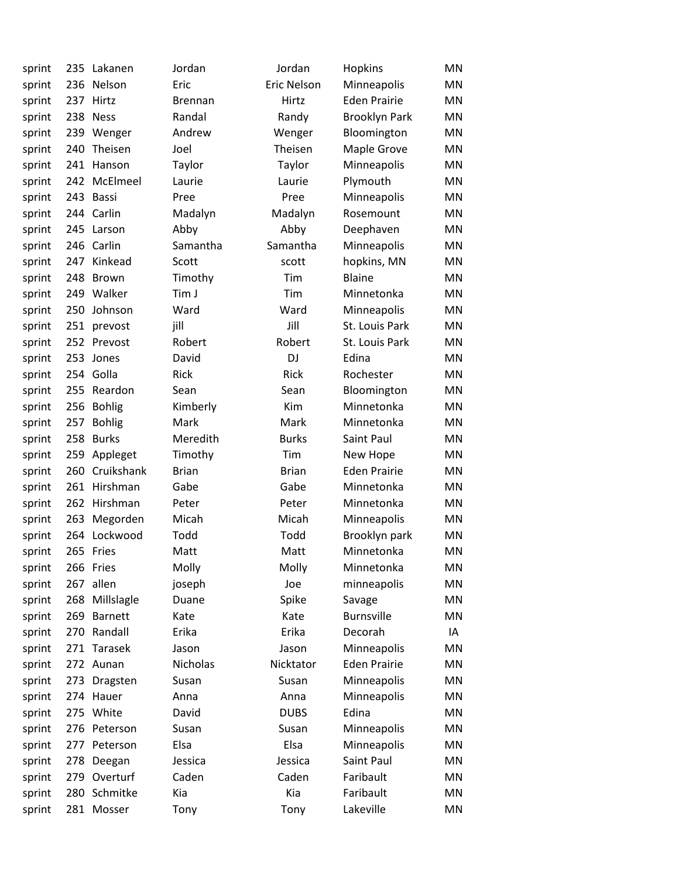| | | | | | | |
|---|---|---|---|---|---|---|
| sprint | 235 | Lakanen | Jordan | Jordan | Hopkins | MN |
| sprint | 236 | Nelson | Eric | Eric Nelson | Minneapolis | MN |
| sprint | 237 | Hirtz | Brennan | Hirtz | Eden Prairie | MN |
| sprint | 238 | Ness | Randal | Randy | Brooklyn Park | MN |
| sprint | 239 | Wenger | Andrew | Wenger | Bloomington | MN |
| sprint | 240 | Theisen | Joel | Theisen | Maple Grove | MN |
| sprint | 241 | Hanson | Taylor | Taylor | Minneapolis | MN |
| sprint | 242 | McElmeel | Laurie | Laurie | Plymouth | MN |
| sprint | 243 | Bassi | Pree | Pree | Minneapolis | MN |
| sprint | 244 | Carlin | Madalyn | Madalyn | Rosemount | MN |
| sprint | 245 | Larson | Abby | Abby | Deephaven | MN |
| sprint | 246 | Carlin | Samantha | Samantha | Minneapolis | MN |
| sprint | 247 | Kinkead | Scott | scott | hopkins, MN | MN |
| sprint | 248 | Brown | Timothy | Tim | Blaine | MN |
| sprint | 249 | Walker | Tim J | Tim | Minnetonka | MN |
| sprint | 250 | Johnson | Ward | Ward | Minneapolis | MN |
| sprint | 251 | prevost | jill | Jill | St. Louis Park | MN |
| sprint | 252 | Prevost | Robert | Robert | St. Louis Park | MN |
| sprint | 253 | Jones | David | DJ | Edina | MN |
| sprint | 254 | Golla | Rick | Rick | Rochester | MN |
| sprint | 255 | Reardon | Sean | Sean | Bloomington | MN |
| sprint | 256 | Bohlig | Kimberly | Kim | Minnetonka | MN |
| sprint | 257 | Bohlig | Mark | Mark | Minnetonka | MN |
| sprint | 258 | Burks | Meredith | Burks | Saint Paul | MN |
| sprint | 259 | Appleget | Timothy | Tim | New Hope | MN |
| sprint | 260 | Cruikshank | Brian | Brian | Eden Prairie | MN |
| sprint | 261 | Hirshman | Gabe | Gabe | Minnetonka | MN |
| sprint | 262 | Hirshman | Peter | Peter | Minnetonka | MN |
| sprint | 263 | Megorden | Micah | Micah | Minneapolis | MN |
| sprint | 264 | Lockwood | Todd | Todd | Brooklyn park | MN |
| sprint | 265 | Fries | Matt | Matt | Minnetonka | MN |
| sprint | 266 | Fries | Molly | Molly | Minnetonka | MN |
| sprint | 267 | allen | joseph | Joe | minneapolis | MN |
| sprint | 268 | Millslagle | Duane | Spike | Savage | MN |
| sprint | 269 | Barnett | Kate | Kate | Burnsville | MN |
| sprint | 270 | Randall | Erika | Erika | Decorah | IA |
| sprint | 271 | Tarasek | Jason | Jason | Minneapolis | MN |
| sprint | 272 | Aunan | Nicholas | Nicktator | Eden Prairie | MN |
| sprint | 273 | Dragsten | Susan | Susan | Minneapolis | MN |
| sprint | 274 | Hauer | Anna | Anna | Minneapolis | MN |
| sprint | 275 | White | David | DUBS | Edina | MN |
| sprint | 276 | Peterson | Susan | Susan | Minneapolis | MN |
| sprint | 277 | Peterson | Elsa | Elsa | Minneapolis | MN |
| sprint | 278 | Deegan | Jessica | Jessica | Saint Paul | MN |
| sprint | 279 | Overturf | Caden | Caden | Faribault | MN |
| sprint | 280 | Schmitke | Kia | Kia | Faribault | MN |
| sprint | 281 | Mosser | Tony | Tony | Lakeville | MN |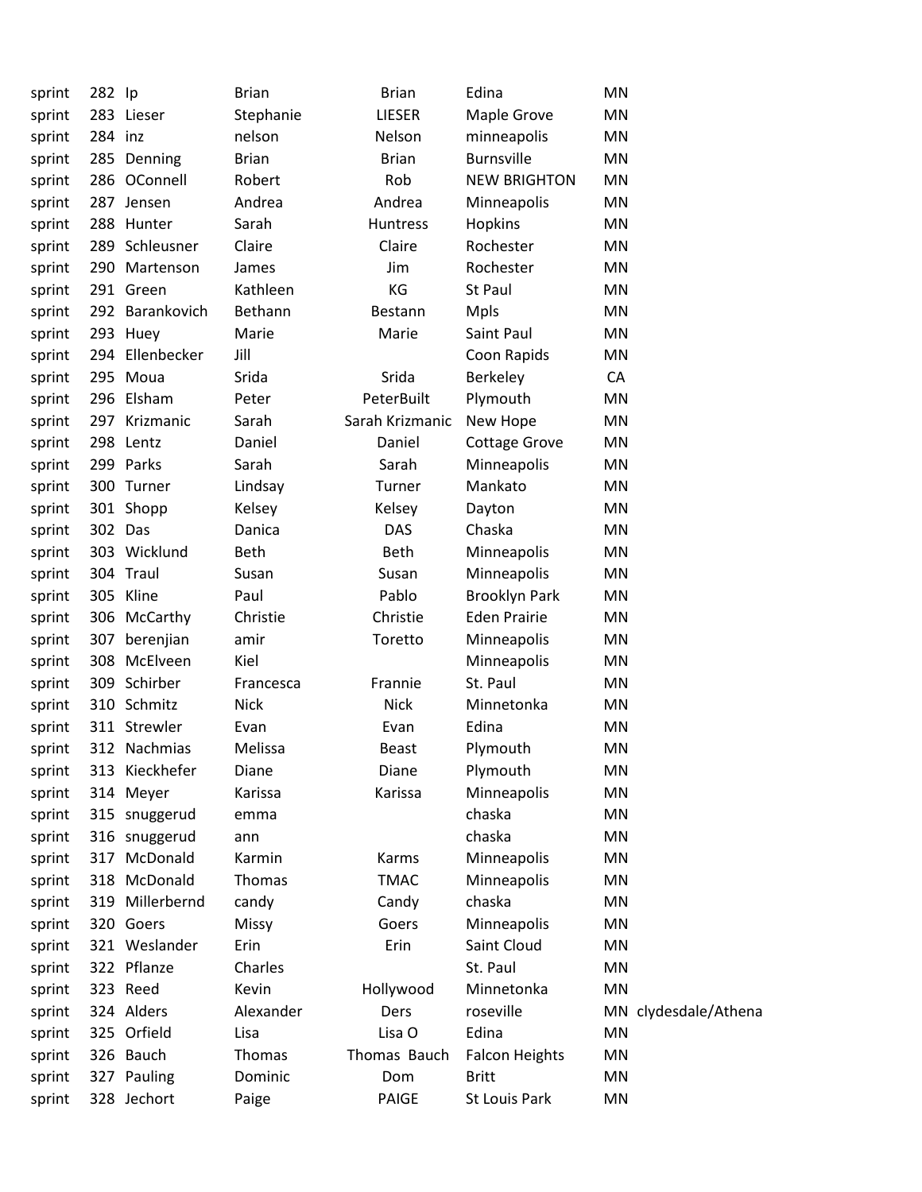| | | | | | | | |
|---|---|---|---|---|---|---|---|
| sprint | 282 | Ip | Brian | Brian | Edina | MN | |
| sprint | 283 | Lieser | Stephanie | LIESER | Maple Grove | MN | |
| sprint | 284 | inz | nelson | Nelson | minneapolis | MN | |
| sprint | 285 | Denning | Brian | Brian | Burnsville | MN | |
| sprint | 286 | OConnell | Robert | Rob | NEW BRIGHTON | MN | |
| sprint | 287 | Jensen | Andrea | Andrea | Minneapolis | MN | |
| sprint | 288 | Hunter | Sarah | Huntress | Hopkins | MN | |
| sprint | 289 | Schleusner | Claire | Claire | Rochester | MN | |
| sprint | 290 | Martenson | James | Jim | Rochester | MN | |
| sprint | 291 | Green | Kathleen | KG | St Paul | MN | |
| sprint | 292 | Barankovich | Bethann | Bestann | Mpls | MN | |
| sprint | 293 | Huey | Marie | Marie | Saint Paul | MN | |
| sprint | 294 | Ellenbecker | Jill | | Coon Rapids | MN | |
| sprint | 295 | Moua | Srida | Srida | Berkeley | CA | |
| sprint | 296 | Elsham | Peter | PeterBuilt | Plymouth | MN | |
| sprint | 297 | Krizmanic | Sarah | Sarah Krizmanic | New Hope | MN | |
| sprint | 298 | Lentz | Daniel | Daniel | Cottage Grove | MN | |
| sprint | 299 | Parks | Sarah | Sarah | Minneapolis | MN | |
| sprint | 300 | Turner | Lindsay | Turner | Mankato | MN | |
| sprint | 301 | Shopp | Kelsey | Kelsey | Dayton | MN | |
| sprint | 302 | Das | Danica | DAS | Chaska | MN | |
| sprint | 303 | Wicklund | Beth | Beth | Minneapolis | MN | |
| sprint | 304 | Traul | Susan | Susan | Minneapolis | MN | |
| sprint | 305 | Kline | Paul | Pablo | Brooklyn Park | MN | |
| sprint | 306 | McCarthy | Christie | Christie | Eden Prairie | MN | |
| sprint | 307 | berenjian | amir | Toretto | Minneapolis | MN | |
| sprint | 308 | McElveen | Kiel | | Minneapolis | MN | |
| sprint | 309 | Schirber | Francesca | Frannie | St. Paul | MN | |
| sprint | 310 | Schmitz | Nick | Nick | Minnetonka | MN | |
| sprint | 311 | Strewler | Evan | Evan | Edina | MN | |
| sprint | 312 | Nachmias | Melissa | Beast | Plymouth | MN | |
| sprint | 313 | Kieckhefer | Diane | Diane | Plymouth | MN | |
| sprint | 314 | Meyer | Karissa | Karissa | Minneapolis | MN | |
| sprint | 315 | snuggerud | emma | | chaska | MN | |
| sprint | 316 | snuggerud | ann | | chaska | MN | |
| sprint | 317 | McDonald | Karmin | Karms | Minneapolis | MN | |
| sprint | 318 | McDonald | Thomas | TMAC | Minneapolis | MN | |
| sprint | 319 | Millerbernd | candy | Candy | chaska | MN | |
| sprint | 320 | Goers | Missy | Goers | Minneapolis | MN | |
| sprint | 321 | Weslander | Erin | Erin | Saint Cloud | MN | |
| sprint | 322 | Pflanze | Charles | | St. Paul | MN | |
| sprint | 323 | Reed | Kevin | Hollywood | Minnetonka | MN | |
| sprint | 324 | Alders | Alexander | Ders | roseville | MN | clydesdale/Athena |
| sprint | 325 | Orfield | Lisa | Lisa O | Edina | MN | |
| sprint | 326 | Bauch | Thomas | Thomas Bauch | Falcon Heights | MN | |
| sprint | 327 | Pauling | Dominic | Dom | Britt | MN | |
| sprint | 328 | Jechort | Paige | PAIGE | St Louis Park | MN | |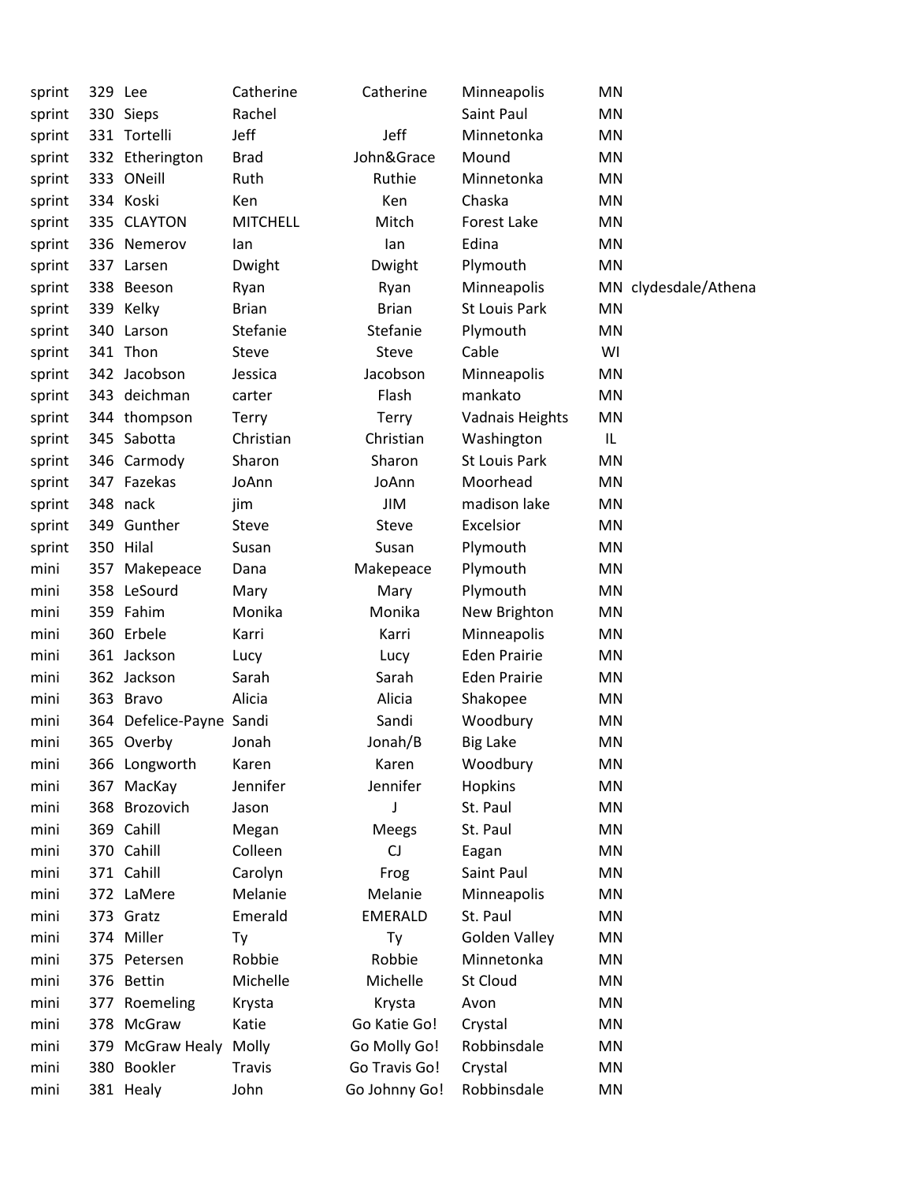| | | | | | | | |
|---|---|---|---|---|---|---|---|
| sprint | 329 | Lee | Catherine | Catherine | Minneapolis | MN | |
| sprint | 330 | Sieps | Rachel | | Saint Paul | MN | |
| sprint | 331 | Tortelli | Jeff | Jeff | Minnetonka | MN | |
| sprint | 332 | Etherington | Brad | John&Grace | Mound | MN | |
| sprint | 333 | ONeill | Ruth | Ruthie | Minnetonka | MN | |
| sprint | 334 | Koski | Ken | Ken | Chaska | MN | |
| sprint | 335 | CLAYTON | MITCHELL | Mitch | Forest Lake | MN | |
| sprint | 336 | Nemerov | Ian | Ian | Edina | MN | |
| sprint | 337 | Larsen | Dwight | Dwight | Plymouth | MN | |
| sprint | 338 | Beeson | Ryan | Ryan | Minneapolis | MN | clydesdale/Athena |
| sprint | 339 | Kelky | Brian | Brian | St Louis Park | MN | |
| sprint | 340 | Larson | Stefanie | Stefanie | Plymouth | MN | |
| sprint | 341 | Thon | Steve | Steve | Cable | WI | |
| sprint | 342 | Jacobson | Jessica | Jacobson | Minneapolis | MN | |
| sprint | 343 | deichman | carter | Flash | mankato | MN | |
| sprint | 344 | thompson | Terry | Terry | Vadnais Heights | MN | |
| sprint | 345 | Sabotta | Christian | Christian | Washington | IL | |
| sprint | 346 | Carmody | Sharon | Sharon | St Louis Park | MN | |
| sprint | 347 | Fazekas | JoAnn | JoAnn | Moorhead | MN | |
| sprint | 348 | nack | jim | JIM | madison lake | MN | |
| sprint | 349 | Gunther | Steve | Steve | Excelsior | MN | |
| sprint | 350 | Hilal | Susan | Susan | Plymouth | MN | |
| mini | 357 | Makepeace | Dana | Makepeace | Plymouth | MN | |
| mini | 358 | LeSourd | Mary | Mary | Plymouth | MN | |
| mini | 359 | Fahim | Monika | Monika | New Brighton | MN | |
| mini | 360 | Erbele | Karri | Karri | Minneapolis | MN | |
| mini | 361 | Jackson | Lucy | Lucy | Eden Prairie | MN | |
| mini | 362 | Jackson | Sarah | Sarah | Eden Prairie | MN | |
| mini | 363 | Bravo | Alicia | Alicia | Shakopee | MN | |
| mini | 364 | Defelice-Payne | Sandi | Sandi | Woodbury | MN | |
| mini | 365 | Overby | Jonah | Jonah/B | Big Lake | MN | |
| mini | 366 | Longworth | Karen | Karen | Woodbury | MN | |
| mini | 367 | MacKay | Jennifer | Jennifer | Hopkins | MN | |
| mini | 368 | Brozovich | Jason | J | St. Paul | MN | |
| mini | 369 | Cahill | Megan | Meegs | St. Paul | MN | |
| mini | 370 | Cahill | Colleen | CJ | Eagan | MN | |
| mini | 371 | Cahill | Carolyn | Frog | Saint Paul | MN | |
| mini | 372 | LaMere | Melanie | Melanie | Minneapolis | MN | |
| mini | 373 | Gratz | Emerald | EMERALD | St. Paul | MN | |
| mini | 374 | Miller | Ty | Ty | Golden Valley | MN | |
| mini | 375 | Petersen | Robbie | Robbie | Minnetonka | MN | |
| mini | 376 | Bettin | Michelle | Michelle | St Cloud | MN | |
| mini | 377 | Roemeling | Krysta | Krysta | Avon | MN | |
| mini | 378 | McGraw | Katie | Go Katie Go! | Crystal | MN | |
| mini | 379 | McGraw Healy | Molly | Go Molly Go! | Robbinsdale | MN | |
| mini | 380 | Bookler | Travis | Go Travis Go! | Crystal | MN | |
| mini | 381 | Healy | John | Go Johnny Go! | Robbinsdale | MN | |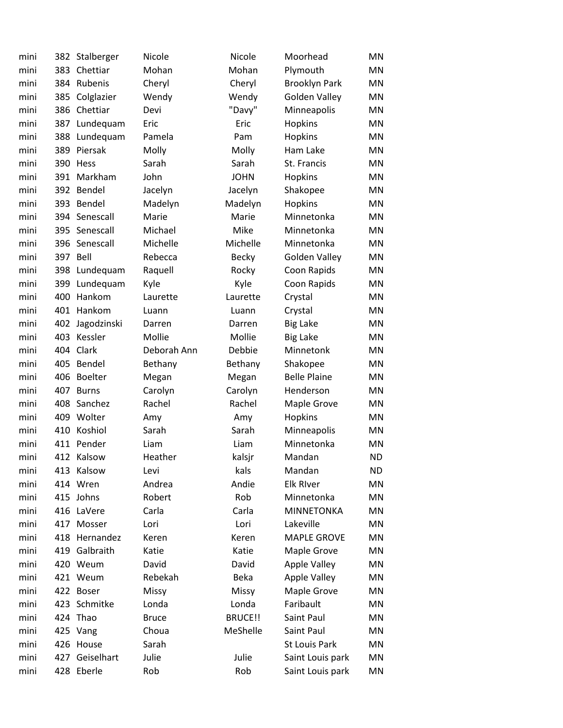| | | | | | | |
|---|---|---|---|---|---|---|
| mini | 382 | Stalberger | Nicole | Nicole | Moorhead | MN |
| mini | 383 | Chettiar | Mohan | Mohan | Plymouth | MN |
| mini | 384 | Rubenis | Cheryl | Cheryl | Brooklyn Park | MN |
| mini | 385 | Colglazier | Wendy | Wendy | Golden Valley | MN |
| mini | 386 | Chettiar | Devi | "Davy" | Minneapolis | MN |
| mini | 387 | Lundequam | Eric | Eric | Hopkins | MN |
| mini | 388 | Lundequam | Pamela | Pam | Hopkins | MN |
| mini | 389 | Piersak | Molly | Molly | Ham Lake | MN |
| mini | 390 | Hess | Sarah | Sarah | St. Francis | MN |
| mini | 391 | Markham | John | JOHN | Hopkins | MN |
| mini | 392 | Bendel | Jacelyn | Jacelyn | Shakopee | MN |
| mini | 393 | Bendel | Madelyn | Madelyn | Hopkins | MN |
| mini | 394 | Senescall | Marie | Marie | Minnetonka | MN |
| mini | 395 | Senescall | Michael | Mike | Minnetonka | MN |
| mini | 396 | Senescall | Michelle | Michelle | Minnetonka | MN |
| mini | 397 | Bell | Rebecca | Becky | Golden Valley | MN |
| mini | 398 | Lundequam | Raquell | Rocky | Coon Rapids | MN |
| mini | 399 | Lundequam | Kyle | Kyle | Coon Rapids | MN |
| mini | 400 | Hankom | Laurette | Laurette | Crystal | MN |
| mini | 401 | Hankom | Luann | Luann | Crystal | MN |
| mini | 402 | Jagodzinski | Darren | Darren | Big Lake | MN |
| mini | 403 | Kessler | Mollie | Mollie | Big Lake | MN |
| mini | 404 | Clark | Deborah Ann | Debbie | Minnetonk | MN |
| mini | 405 | Bendel | Bethany | Bethany | Shakopee | MN |
| mini | 406 | Boelter | Megan | Megan | Belle Plaine | MN |
| mini | 407 | Burns | Carolyn | Carolyn | Henderson | MN |
| mini | 408 | Sanchez | Rachel | Rachel | Maple Grove | MN |
| mini | 409 | Wolter | Amy | Amy | Hopkins | MN |
| mini | 410 | Koshiol | Sarah | Sarah | Minneapolis | MN |
| mini | 411 | Pender | Liam | Liam | Minnetonka | MN |
| mini | 412 | Kalsow | Heather | kalsjr | Mandan | ND |
| mini | 413 | Kalsow | Levi | kals | Mandan | ND |
| mini | 414 | Wren | Andrea | Andie | Elk RIver | MN |
| mini | 415 | Johns | Robert | Rob | Minnetonka | MN |
| mini | 416 | LaVere | Carla | Carla | MINNETONKA | MN |
| mini | 417 | Mosser | Lori | Lori | Lakeville | MN |
| mini | 418 | Hernandez | Keren | Keren | MAPLE GROVE | MN |
| mini | 419 | Galbraith | Katie | Katie | Maple Grove | MN |
| mini | 420 | Weum | David | David | Apple Valley | MN |
| mini | 421 | Weum | Rebekah | Beka | Apple Valley | MN |
| mini | 422 | Boser | Missy | Missy | Maple Grove | MN |
| mini | 423 | Schmitke | Londa | Londa | Faribault | MN |
| mini | 424 | Thao | Bruce | BRUCE!! | Saint Paul | MN |
| mini | 425 | Vang | Choua | MeShelle | Saint Paul | MN |
| mini | 426 | House | Sarah | | St Louis Park | MN |
| mini | 427 | Geiselhart | Julie | Julie | Saint Louis park | MN |
| mini | 428 | Eberle | Rob | Rob | Saint Louis park | MN |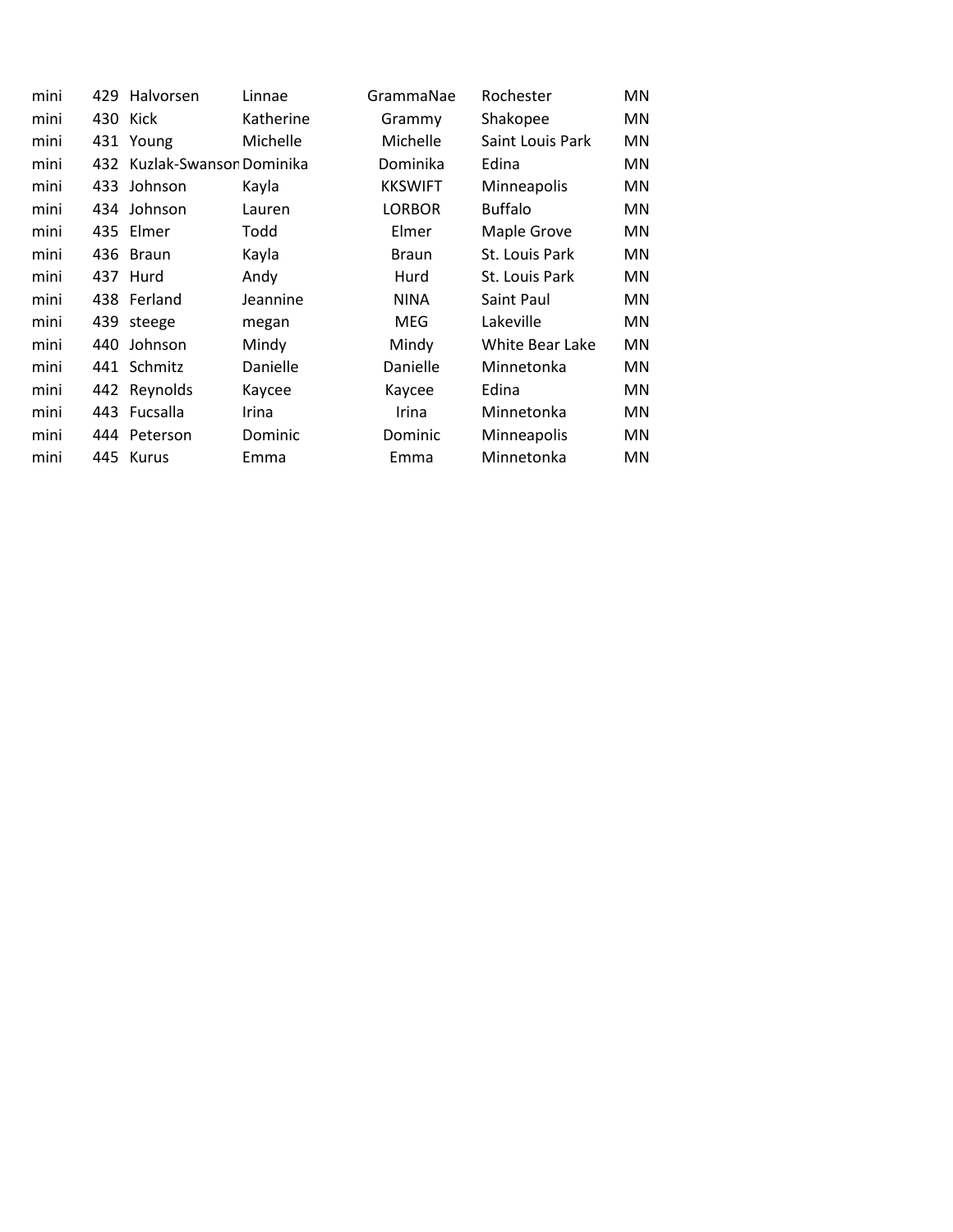| | | | | | | |
|---|---|---|---|---|---|---|
| mini | 429 | Halvorsen | Linnae | GrammaNae | Rochester | MN |
| mini | 430 | Kick | Katherine | Grammy | Shakopee | MN |
| mini | 431 | Young | Michelle | Michelle | Saint Louis Park | MN |
| mini | 432 | Kuzlak-Swanson | Dominika | Dominika | Edina | MN |
| mini | 433 | Johnson | Kayla | KKSWIFT | Minneapolis | MN |
| mini | 434 | Johnson | Lauren | LORBOR | Buffalo | MN |
| mini | 435 | Elmer | Todd | Elmer | Maple Grove | MN |
| mini | 436 | Braun | Kayla | Braun | St. Louis Park | MN |
| mini | 437 | Hurd | Andy | Hurd | St. Louis Park | MN |
| mini | 438 | Ferland | Jeannine | NINA | Saint Paul | MN |
| mini | 439 | steege | megan | MEG | Lakeville | MN |
| mini | 440 | Johnson | Mindy | Mindy | White Bear Lake | MN |
| mini | 441 | Schmitz | Danielle | Danielle | Minnetonka | MN |
| mini | 442 | Reynolds | Kaycee | Kaycee | Edina | MN |
| mini | 443 | Fucsalla | Irina | Irina | Minnetonka | MN |
| mini | 444 | Peterson | Dominic | Dominic | Minneapolis | MN |
| mini | 445 | Kurus | Emma | Emma | Minnetonka | MN |